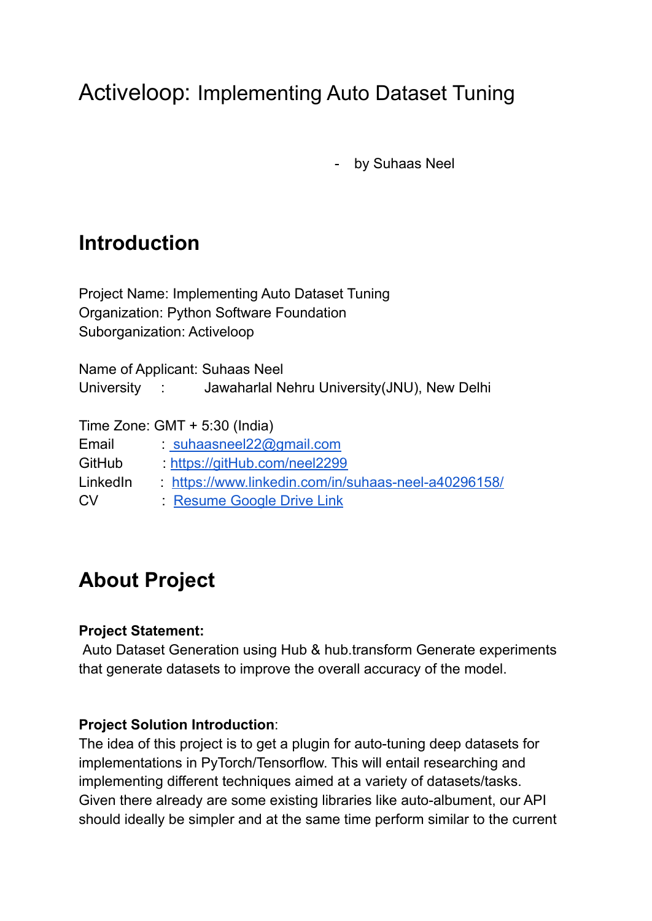# Activeloop: Implementing Auto Dataset Tuning

- by Suhaas Neel

## Introduction

Project Name: Implementing Auto Dataset Tuning
Organization: Python Software Foundation
Suborganization: Activeloop

Name of Applicant: Suhaas Neel
University : Jawaharlal Nehru University(JNU), New Delhi

Time Zone: GMT + 5:30 (India)
Email : suhaasneel22@gmail.com
GitHub : https://gitHub.com/neel2299
LinkedIn : https://www.linkedin.com/in/suhaas-neel-a40296158/
CV : Resume Google Drive Link

## About Project

**Project Statement:**
Auto Dataset Generation using Hub & hub.transform Generate experiments that generate datasets to improve the overall accuracy of the model.

**Project Solution Introduction**:
The idea of this project is to get a plugin for auto-tuning deep datasets for implementations in PyTorch/Tensorflow. This will entail researching and implementing different techniques aimed at a variety of datasets/tasks. Given there already are some existing libraries like auto-albument, our API should ideally be simpler and at the same time perform similar to the current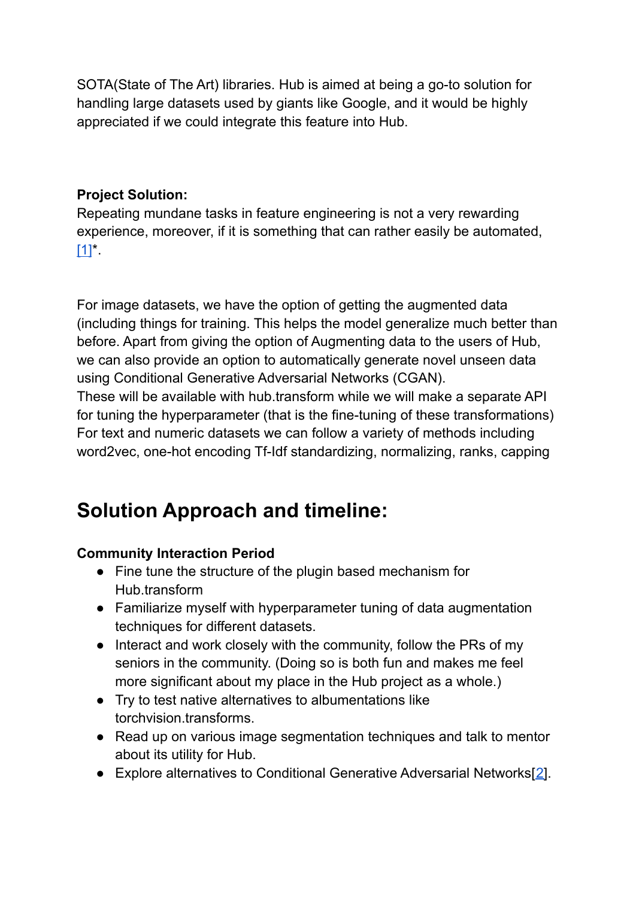SOTA(State of The Art) libraries. Hub is aimed at being a go-to solution for handling large datasets used by giants like Google, and it would be highly appreciated if we could integrate this feature into Hub.

**Project Solution:**

Repeating mundane tasks in feature engineering is not a very rewarding experience, moreover, if it is something that can rather easily be automated, [1]*.

For image datasets, we have the option of getting the augmented data (including things for training. This helps the model generalize much better than before. Apart from giving the option of Augmenting data to the users of Hub, we can also provide an option to automatically generate novel unseen data using Conditional Generative Adversarial Networks (CGAN).
These will be available with hub.transform while we will make a separate API for tuning the hyperparameter (that is the fine-tuning of these transformations)
For text and numeric datasets we can follow a variety of methods including word2vec, one-hot encoding Tf-Idf standardizing, normalizing, ranks, capping

# Solution Approach and timeline:

**Community Interaction Period**

- Fine tune the structure of the plugin based mechanism for Hub.transform
- Familiarize myself with hyperparameter tuning of data augmentation techniques for different datasets.
- Interact and work closely with the community, follow the PRs of my seniors in the community. (Doing so is both fun and makes me feel more significant about my place in the Hub project as a whole.)
- Try to test native alternatives to albumentations like torchvision.transforms.
- Read up on various image segmentation techniques and talk to mentor about its utility for Hub.
- Explore alternatives to Conditional Generative Adversarial Networks[2].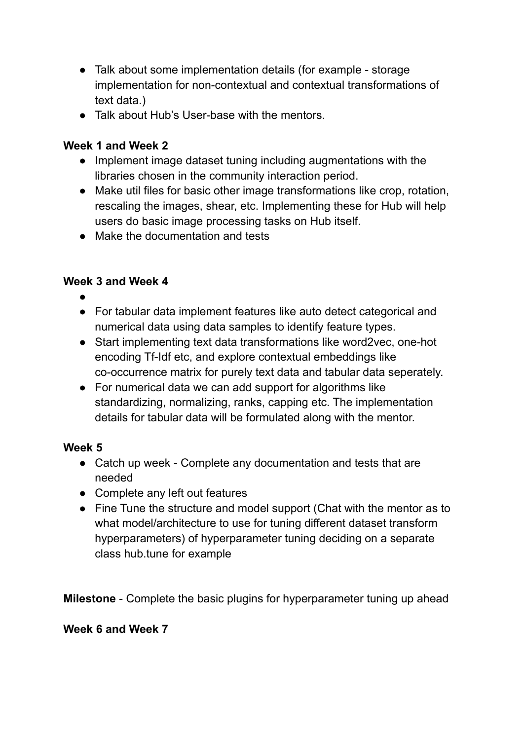- Talk about some implementation details (for example - storage implementation for non-contextual and contextual transformations of text data.)
- Talk about Hub's User-base with the mentors.

**Week 1 and Week 2**

- Implement image dataset tuning including augmentations with the libraries chosen in the community interaction period.
- Make util files for basic other image transformations like crop, rotation, rescaling the images, shear, etc. Implementing these for Hub will help users do basic image processing tasks on Hub itself.
- Make the documentation and tests

**Week 3 and Week 4**

- 
- For tabular data implement features like auto detect categorical and numerical data using data samples to identify feature types.
- Start implementing text data transformations like word2vec, one-hot encoding Tf-Idf etc, and explore contextual embeddings like co-occurrence matrix for purely text data and tabular data seperately.
- For numerical data we can add support for algorithms like standardizing, normalizing, ranks, capping etc. The implementation details for tabular data will be formulated along with the mentor.

**Week 5**

- Catch up week - Complete any documentation and tests that are needed
- Complete any left out features
- Fine Tune the structure and model support (Chat with the mentor as to what model/architecture to use for tuning different dataset transform hyperparameters) of hyperparameter tuning deciding on a separate class hub.tune for example

**Milestone** - Complete the basic plugins for hyperparameter tuning up ahead

**Week 6 and Week 7**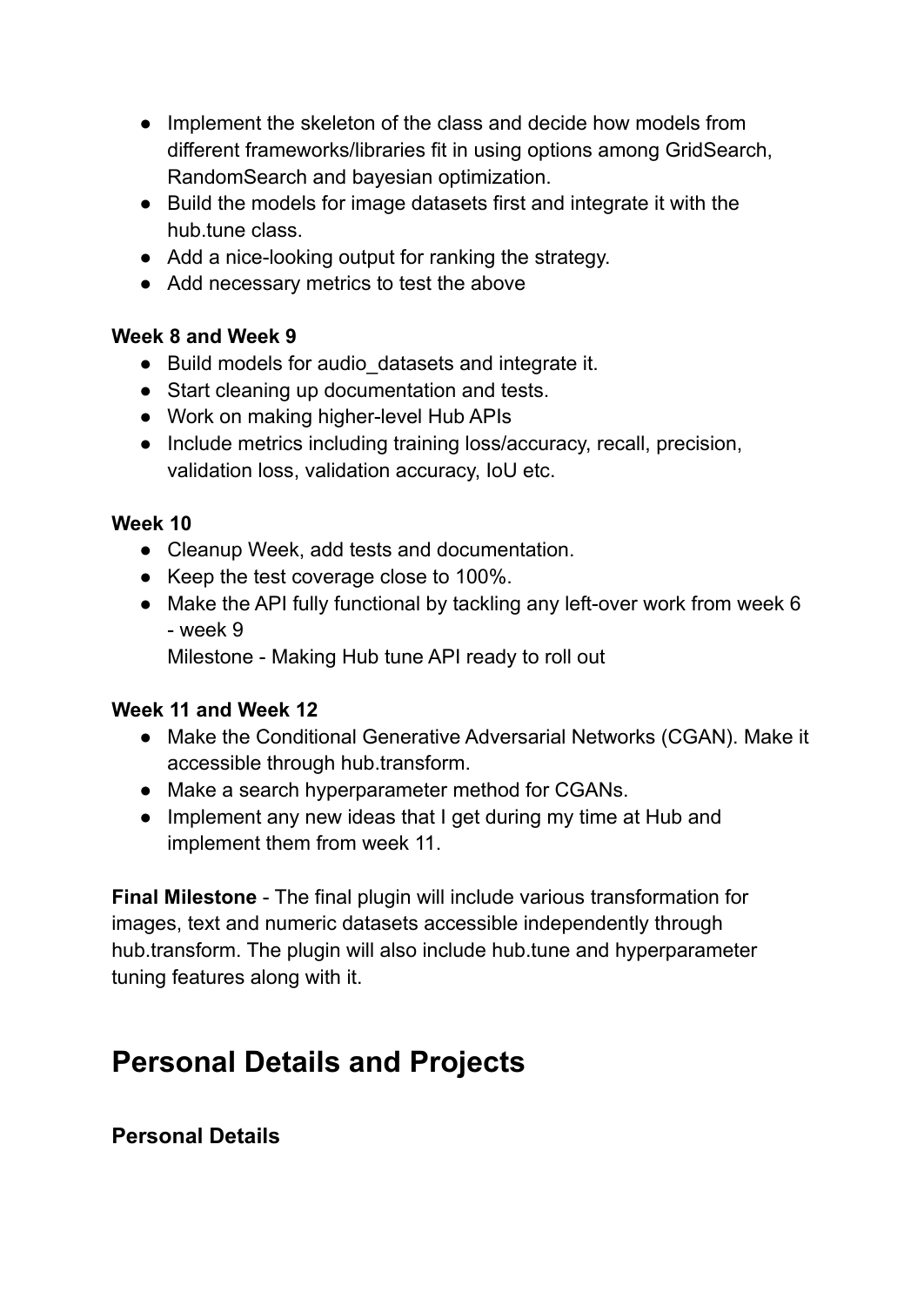- Implement the skeleton of the class and decide how models from different frameworks/libraries fit in using options among GridSearch, RandomSearch and bayesian optimization.
- Build the models for image datasets first and integrate it with the hub.tune class.
- Add a nice-looking output for ranking the strategy.
- Add necessary metrics to test the above

**Week 8 and Week 9**

- Build models for audio_datasets and integrate it.
- Start cleaning up documentation and tests.
- Work on making higher-level Hub APIs
- Include metrics including training loss/accuracy, recall, precision, validation loss, validation accuracy, IoU etc.

**Week 10**

- Cleanup Week, add tests and documentation.
- Keep the test coverage close to 100%.
- Make the API fully functional by tackling any left-over work from week 6 - week 9

  Milestone - Making Hub tune API ready to roll out

**Week 11 and Week 12**

- Make the Conditional Generative Adversarial Networks (CGAN). Make it accessible through hub.transform.
- Make a search hyperparameter method for CGANs.
- Implement any new ideas that I get during my time at Hub and implement them from week 11.

**Final Milestone** - The final plugin will include various transformation for images, text and numeric datasets accessible independently through hub.transform. The plugin will also include hub.tune and hyperparameter tuning features along with it.

# Personal Details and Projects

### Personal Details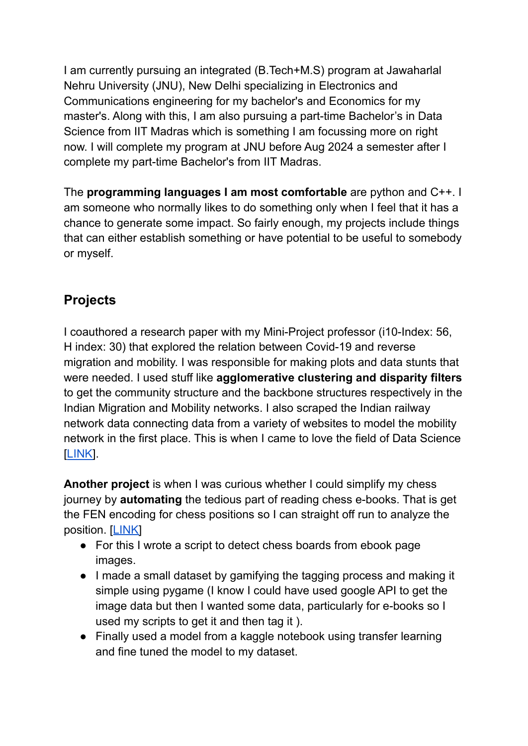I am currently pursuing an integrated (B.Tech+M.S) program at Jawaharlal Nehru University (JNU), New Delhi specializing in Electronics and Communications engineering for my bachelor's and Economics for my master's. Along with this, I am also pursuing a part-time Bachelor's in Data Science from IIT Madras which is something I am focussing more on right now. I will complete my program at JNU before Aug 2024 a semester after I complete my part-time Bachelor's from IIT Madras.

The **programming languages I am most comfortable** are python and C++. I am someone who normally likes to do something only when I feel that it has a chance to generate some impact. So fairly enough, my projects include things that can either establish something or have potential to be useful to somebody or myself.

## Projects

I coauthored a research paper with my Mini-Project professor (i10-Index: 56, H index: 30) that explored the relation between Covid-19 and reverse migration and mobility. I was responsible for making plots and data stunts that were needed. I used stuff like **agglomerative clustering and disparity filters** to get the community structure and the backbone structures respectively in the Indian Migration and Mobility networks. I also scraped the Indian railway network data connecting data from a variety of websites to model the mobility network in the first place. This is when I came to love the field of Data Science [LINK].

**Another project** is when I was curious whether I could simplify my chess journey by **automating** the tedious part of reading chess e-books. That is get the FEN encoding for chess positions so I can straight off run to analyze the position. [LINK]

- For this I wrote a script to detect chess boards from ebook page images.
- I made a small dataset by gamifying the tagging process and making it simple using pygame (I know I could have used google API to get the image data but then I wanted some data, particularly for e-books so I used my scripts to get it and then tag it ).
- Finally used a model from a kaggle notebook using transfer learning and fine tuned the model to my dataset.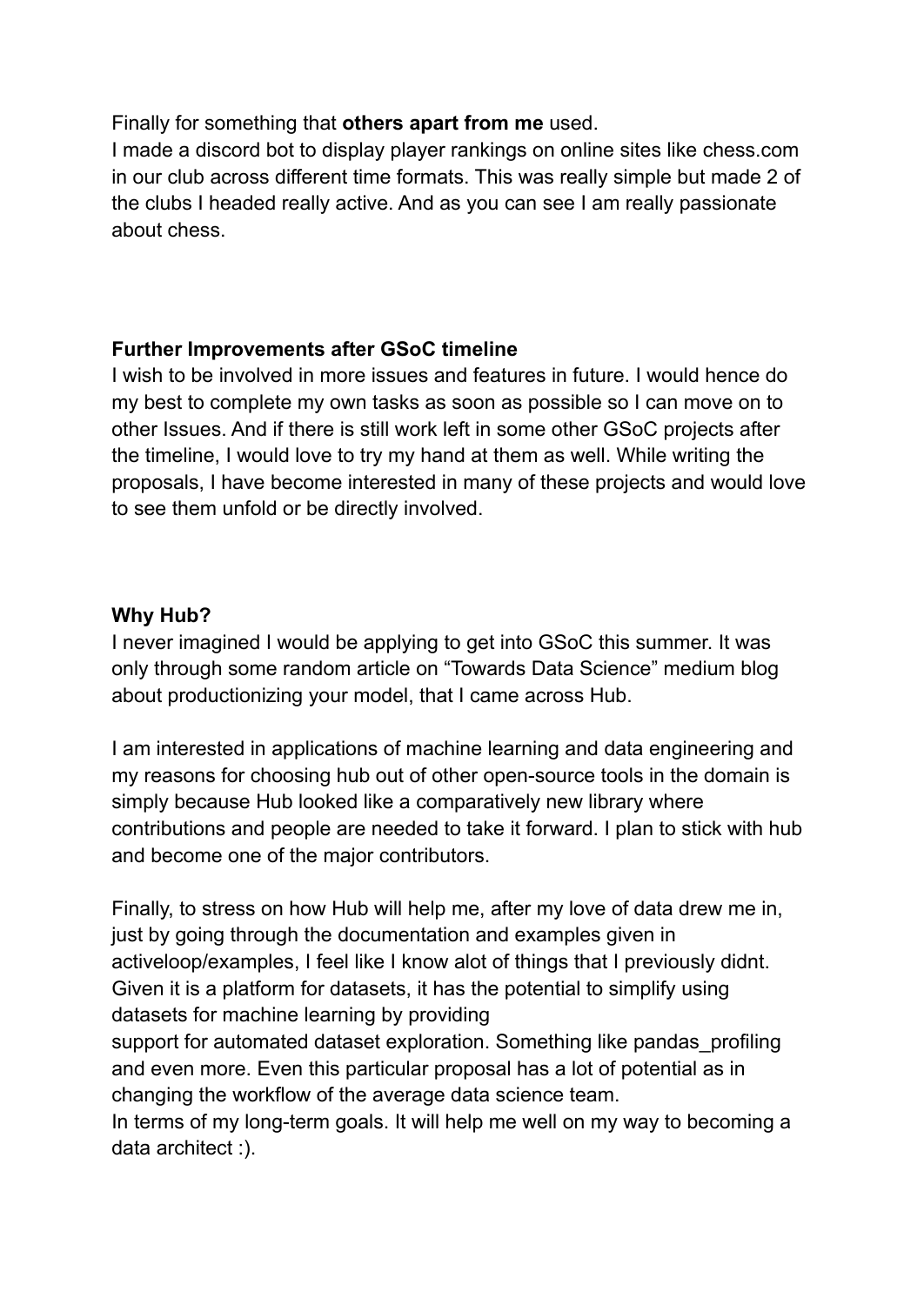Finally for something that **others apart from me** used.
I made a discord bot to display player rankings on online sites like chess.com in our club across different time formats. This was really simple but made 2 of the clubs I headed really active. And as you can see I am really passionate about chess.

**Further Improvements after GSoC timeline**
I wish to be involved in more issues and features in future. I would hence do my best to complete my own tasks as soon as possible so I can move on to other Issues. And if there is still work left in some other GSoC projects after the timeline, I would love to try my hand at them as well. While writing the proposals, I have become interested in many of these projects and would love to see them unfold or be directly involved.

**Why Hub?**
I never imagined I would be applying to get into GSoC this summer. It was only through some random article on “Towards Data Science” medium blog about productionizing your model, that I came across Hub.

I am interested in applications of machine learning and data engineering and my reasons for choosing hub out of other open-source tools in the domain is simply because Hub looked like a comparatively new library where contributions and people are needed to take it forward. I plan to stick with hub and become one of the major contributors.

Finally, to stress on how Hub will help me, after my love of data drew me in, just by going through the documentation and examples given in activeloop/examples, I feel like I know alot of things that I previously didnt. Given it is a platform for datasets, it has the potential to simplify using datasets for machine learning by providing
support for automated dataset exploration. Something like pandas_profiling and even more. Even this particular proposal has a lot of potential as in changing the workflow of the average data science team.
In terms of my long-term goals. It will help me well on my way to becoming a data architect :).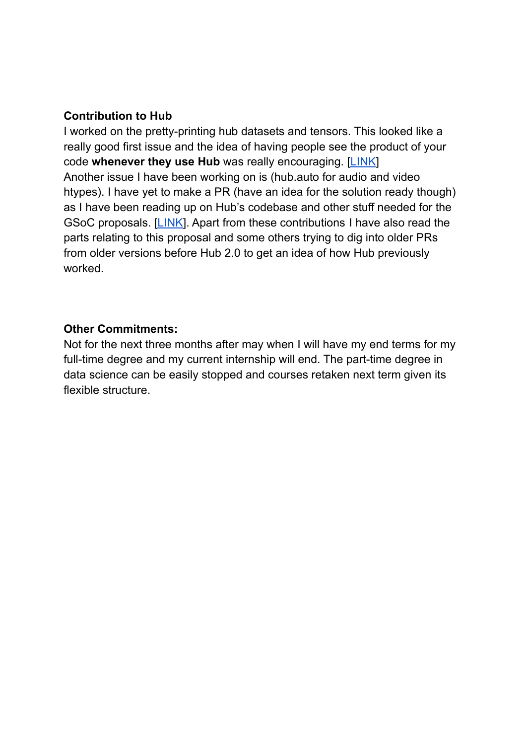**Contribution to Hub**

I worked on the pretty-printing hub datasets and tensors. This looked like a really good first issue and the idea of having people see the product of your code **whenever they use Hub** was really encouraging. [LINK]

Another issue I have been working on is (hub.auto for audio and video htypes). I have yet to make a PR (have an idea for the solution ready though) as I have been reading up on Hub's codebase and other stuff needed for the GSoC proposals. [LINK]. Apart from these contributions I have also read the parts relating to this proposal and some others trying to dig into older PRs from older versions before Hub 2.0 to get an idea of how Hub previously worked.

**Other Commitments:**

Not for the next three months after may when I will have my end terms for my full-time degree and my current internship will end. The part-time degree in data science can be easily stopped and courses retaken next term given its flexible structure.